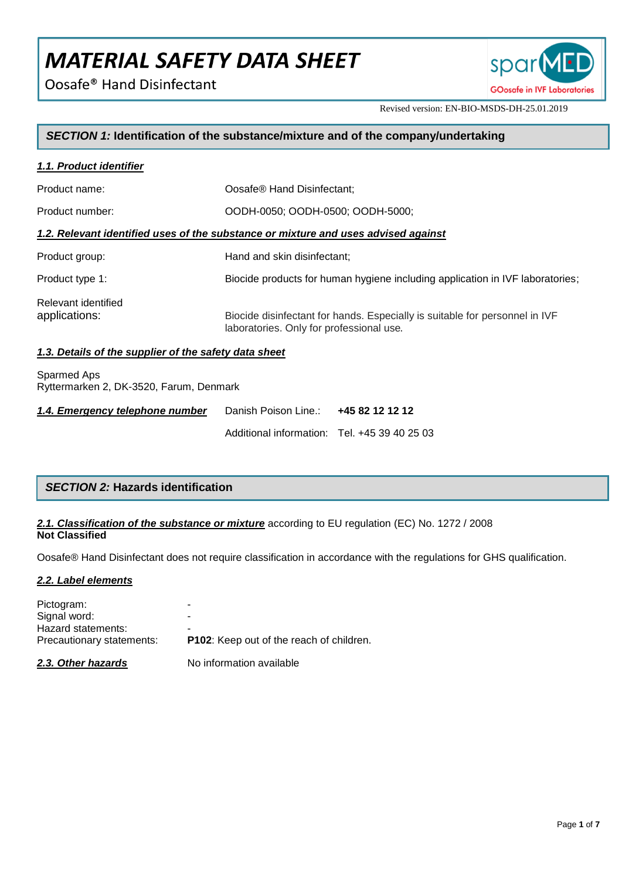# MATERIAL SAFETY DATA SHEET

Oosafe® Hand Disinfectant

sparMED GOosafe in IVF Laboratories

Revised version: EN-BIO-MSDS-DH-25.01.2019

## *SECTION 1:* Identification of the substance/mixture and of the company/undertaking

### *1.1. Product identifier*

| | |
|---|---|
| Product name: | Oosafe® Hand Disinfectant; |
| Product number: | OODH-0050; OODH-0500; OODH-5000; |

### *1.2. Relevant identified uses of the substance or mixture and uses advised against*

| | |
|---|---|
| Product group: | Hand and skin disinfectant; |
| Product type 1: | Biocide products for human hygiene including application in IVF laboratories; |
| Relevant identified applications: | Biocide disinfectant for hands. Especially is suitable for personnel in IVF laboratories. Only for professional use. |

### *1.3. Details of the supplier of the safety data sheet*

Sparmed Aps
Ryttermarken 2, DK-3520, Farum, Denmark

### *1.4. Emergency telephone number*

| | |
|---|---|
| Danish Poison Line.: | **+45 82 12 12 12** |
| Additional information: | Tel. +45 39 40 25 03 |

## *SECTION 2:* Hazards identification

***2.1. Classification of the substance or mixture*** according to EU regulation (EC) No. 1272 / 2008
**Not Classified**

Oosafe® Hand Disinfectant does not require classification in accordance with the regulations for GHS qualification.

### *2.2. Label elements*

| | |
|---|---|
| Pictogram: | - |
| Signal word: | - |
| Hazard statements: | - |
| Precautionary statements: | **P102**: Keep out of the reach of children. |

***2.3. Other hazards*** No information available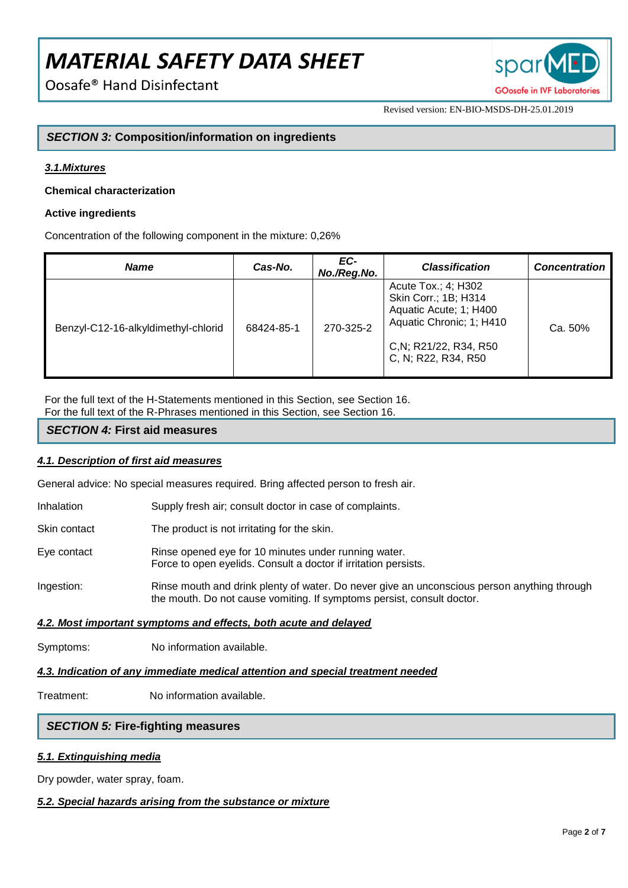## *SECTION 3:* Composition/information on ingredients

### ***3.1.Mixtures***

**Chemical characterization**

**Active ingredients**

Concentration of the following component in the mixture: 0,26%

| *Name* | *Cas-No.* | *EC-No./Reg.No.* | *Classification* | *Concentration* |
|---|---|---|---|---|
| Benzyl-C12-16-alkyldimethyl-chlorid | 68424-85-1 | 270-325-2 | Acute Tox.; 4; H302<br>Skin Corr.; 1B; H314<br>Aquatic Acute; 1; H400<br>Aquatic Chronic; 1; H410<br><br>C,N; R21/22, R34, R50<br>C, N; R22, R34, R50 | Ca. 50% |

For the full text of the H-Statements mentioned in this Section, see Section 16.
For the full text of the R-Phrases mentioned in this Section, see Section 16.

## *SECTION 4:* First aid measures

### ***4.1. Description of first aid measures***

General advice: No special measures required. Bring affected person to fresh air.

Inhalation: Supply fresh air; consult doctor in case of complaints.

Skin contact: The product is not irritating for the skin.

Eye contact: Rinse opened eye for 10 minutes under running water.
Force to open eyelids. Consult a doctor if irritation persists.

Ingestion: Rinse mouth and drink plenty of water. Do never give an unconscious person anything through the mouth. Do not cause vomiting. If symptoms persist, consult doctor.

### ***4.2. Most important symptoms and effects, both acute and delayed***

Symptoms: No information available.

### ***4.3. Indication of any immediate medical attention and special treatment needed***

Treatment: No information available.

## *SECTION 5:* Fire-fighting measures

### ***5.1. Extinguishing media***

Dry powder, water spray, foam.

### ***5.2. Special hazards arising from the substance or mixture***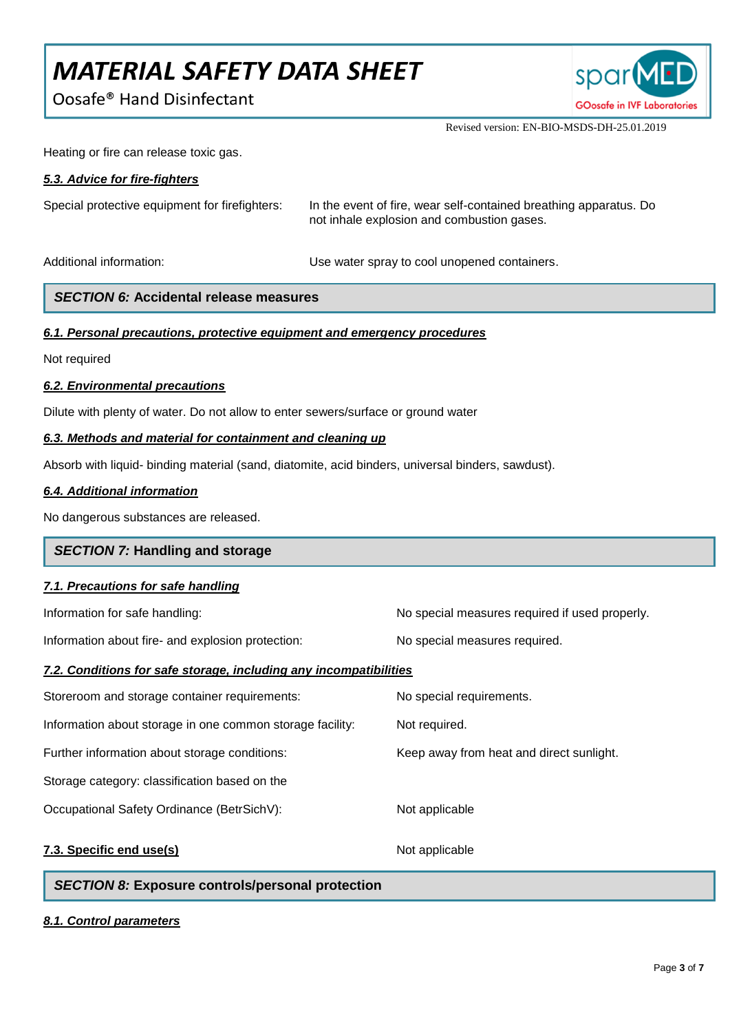Heating or fire can release toxic gas.

***5.3. Advice for fire-fighters***

| | |
|---|---|
| Special protective equipment for firefighters: | In the event of fire, wear self-contained breathing apparatus. Do not inhale explosion and combustion gases. |
| Additional information: | Use water spray to cool unopened containers. |

## *SECTION 6:* Accidental release measures

***6.1. Personal precautions, protective equipment and emergency procedures***

Not required

***6.2. Environmental precautions***

Dilute with plenty of water. Do not allow to enter sewers/surface or ground water

***6.3. Methods and material for containment and cleaning up***

Absorb with liquid- binding material (sand, diatomite, acid binders, universal binders, sawdust).

***6.4. Additional information***

No dangerous substances are released.

## *SECTION 7:* Handling and storage

***7.1. Precautions for safe handling***

| | |
|---|---|
| Information for safe handling: | No special measures required if used properly. |
| Information about fire- and explosion protection: | No special measures required. |

***7.2. Conditions for safe storage, including any incompatibilities***

| | |
|---|---|
| Storeroom and storage container requirements: | No special requirements. |
| Information about storage in one common storage facility: | Not required. |
| Further information about storage conditions: | Keep away from heat and direct sunlight. |
| Storage category: classification based on the Occupational Safety Ordinance (BetrSichV): | Not applicable |

**7.3. Specific end use(s)** Not applicable

## *SECTION 8:* Exposure controls/personal protection

***8.1. Control parameters***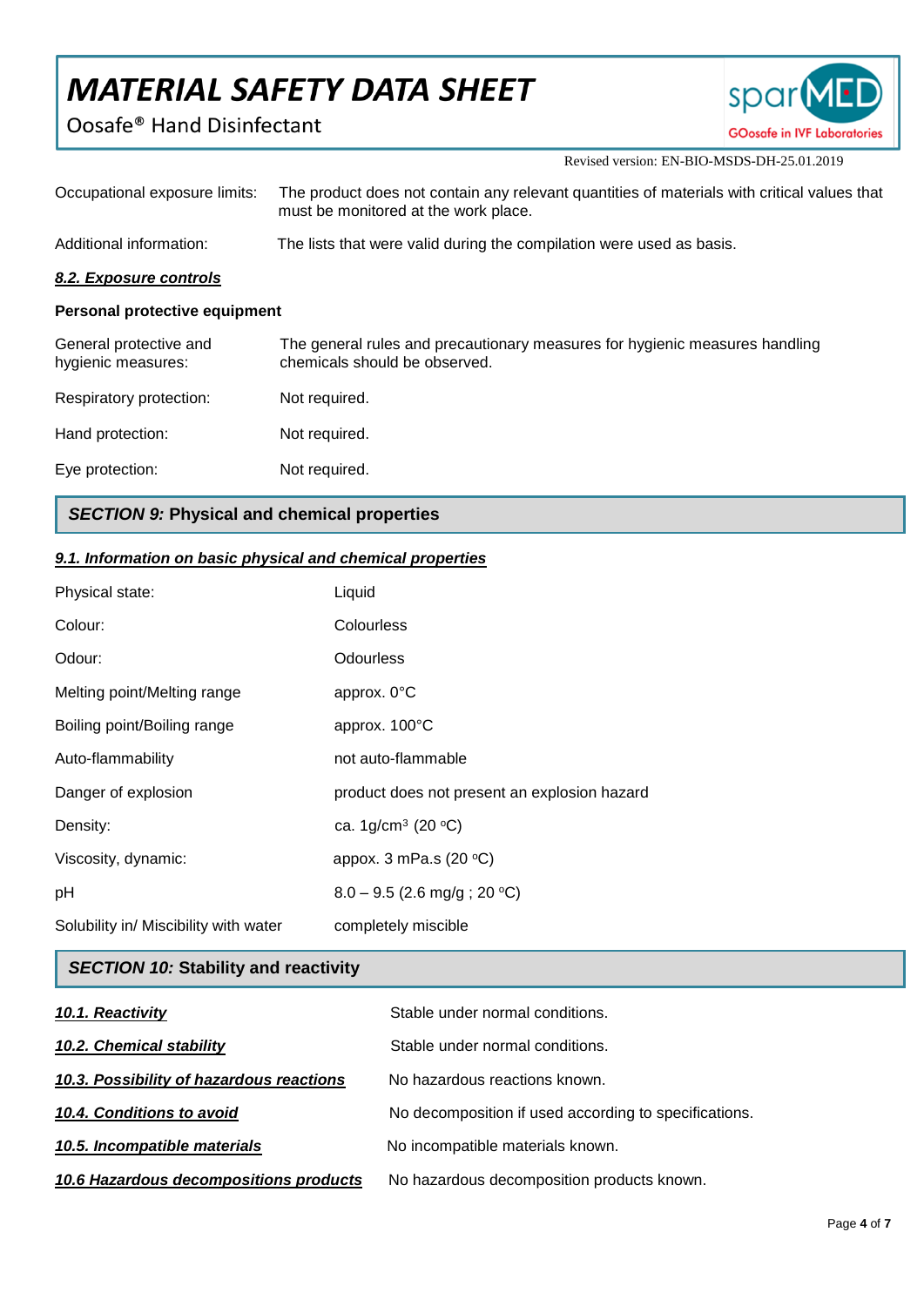| | |
|---|---|
| Occupational exposure limits: | The product does not contain any relevant quantities of materials with critical values that must be monitored at the work place. |
| Additional information: | The lists that were valid during the compilation were used as basis. |

### *8.2. Exposure controls*

**Personal protective equipment**

| | |
|---|---|
| General protective and hygienic measures: | The general rules and precautionary measures for hygienic measures handling chemicals should be observed. |
| Respiratory protection: | Not required. |
| Hand protection: | Not required. |
| Eye protection: | Not required. |

## *SECTION 9:* Physical and chemical properties

### *9.1. Information on basic physical and chemical properties*

| | |
|---|---|
| Physical state: | Liquid |
| Colour: | Colourless |
| Odour: | Odourless |
| Melting point/Melting range | approx. 0°C |
| Boiling point/Boiling range | approx. 100°C |
| Auto-flammability | not auto-flammable |
| Danger of explosion | product does not present an explosion hazard |
| Density: | ca. 1g/cm$^3$ (20 °C) |
| Viscosity, dynamic: | appox. 3 mPa.s (20 °C) |
| pH | 8.0 – 9.5 (2.6 mg/g ; 20 °C) |
| Solubility in/ Miscibility with water | completely miscible |

## *SECTION 10:* Stability and reactivity

| | |
|---|---|
| ***10.1. Reactivity*** | Stable under normal conditions. |
| ***10.2. Chemical stability*** | Stable under normal conditions. |
| ***10.3. Possibility of hazardous reactions*** | No hazardous reactions known. |
| ***10.4. Conditions to avoid*** | No decomposition if used according to specifications. |
| ***10.5. Incompatible materials*** | No incompatible materials known. |
| ***10.6 Hazardous decompositions products*** | No hazardous decomposition products known. |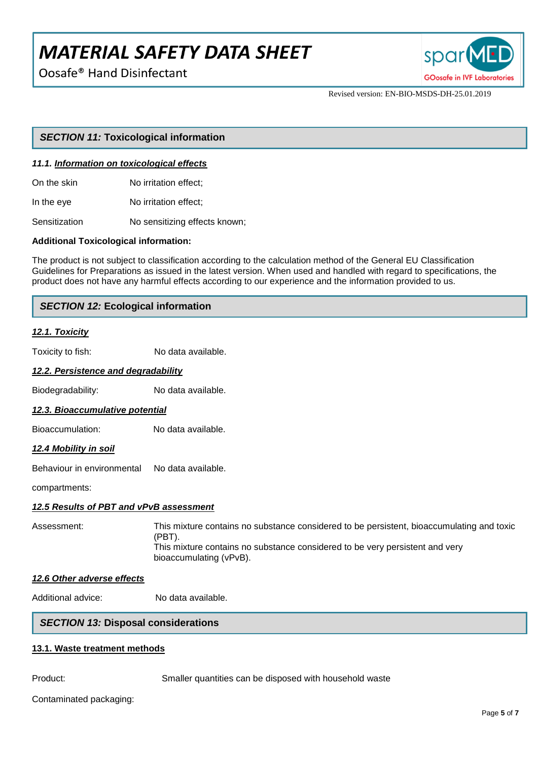## *SECTION 11:* Toxicological information

### *11.1. Information on toxicological effects*

| | |
|---|---|
| On the skin | No irritation effect; |
| In the eye | No irritation effect; |
| Sensitization | No sensitizing effects known; |

**Additional Toxicological information:**

The product is not subject to classification according to the calculation method of the General EU Classification Guidelines for Preparations as issued in the latest version. When used and handled with regard to specifications, the product does not have any harmful effects according to our experience and the information provided to us.

## *SECTION 12:* Ecological information

### *12.1. Toxicity*

Toxicity to fish: No data available.

### *12.2. Persistence and degradability*

Biodegradability: No data available.

### *12.3. Bioaccumulative potential*

Bioaccumulation: No data available.

### *12.4 Mobility in soil*

Behaviour in environmental compartments: No data available.

### *12.5 Results of PBT and vPvB assessment*

Assessment: This mixture contains no substance considered to be persistent, bioaccumulating and toxic (PBT).
This mixture contains no substance considered to be very persistent and very bioaccumulating (vPvB).

### *12.6 Other adverse effects*

Additional advice: No data available.

## *SECTION 13:* Disposal considerations

### 13.1. Waste treatment methods

Product: Smaller quantities can be disposed with household waste

Contaminated packaging: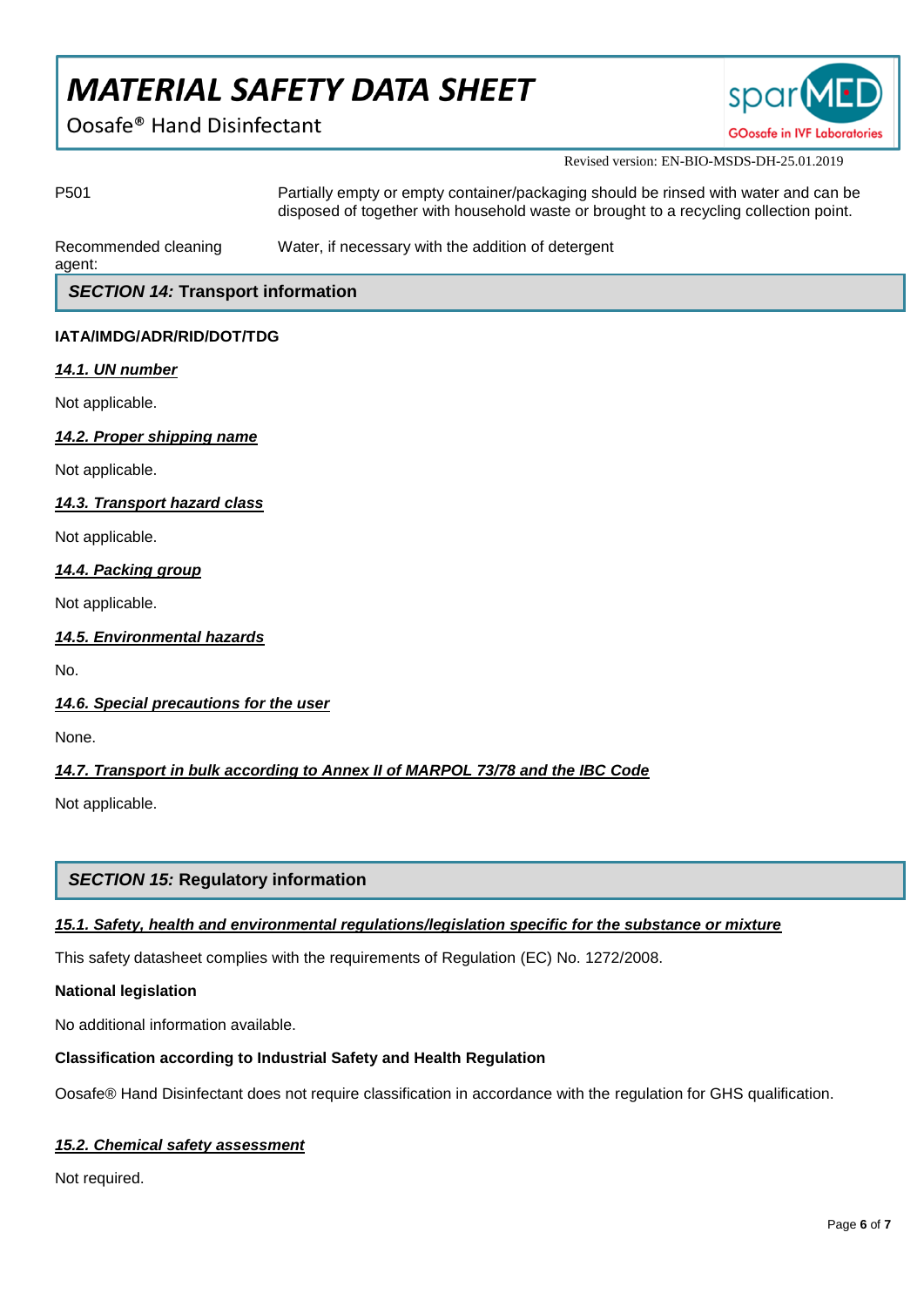| | |
|---|---|
| P501 | Partially empty or empty container/packaging should be rinsed with water and can be disposed of together with household waste or brought to a recycling collection point. |
| Recommended cleaning agent: | Water, if necessary with the addition of detergent |

## *SECTION 14:* Transport information

**IATA/IMDG/ADR/RID/DOT/TDG**

***14.1. UN number***

Not applicable.

***14.2. Proper shipping name***

Not applicable.

***14.3. Transport hazard class***

Not applicable.

***14.4. Packing group***

Not applicable.

***14.5. Environmental hazards***

No.

***14.6. Special precautions for the user***

None.

***14.7. Transport in bulk according to Annex II of MARPOL 73/78 and the IBC Code***

Not applicable.

## *SECTION 15:* Regulatory information

***15.1. Safety, health and environmental regulations/legislation specific for the substance or mixture***

This safety datasheet complies with the requirements of Regulation (EC) No. 1272/2008.

**National legislation**

No additional information available.

**Classification according to Industrial Safety and Health Regulation**

Oosafe® Hand Disinfectant does not require classification in accordance with the regulation for GHS qualification.

***15.2. Chemical safety assessment***

Not required.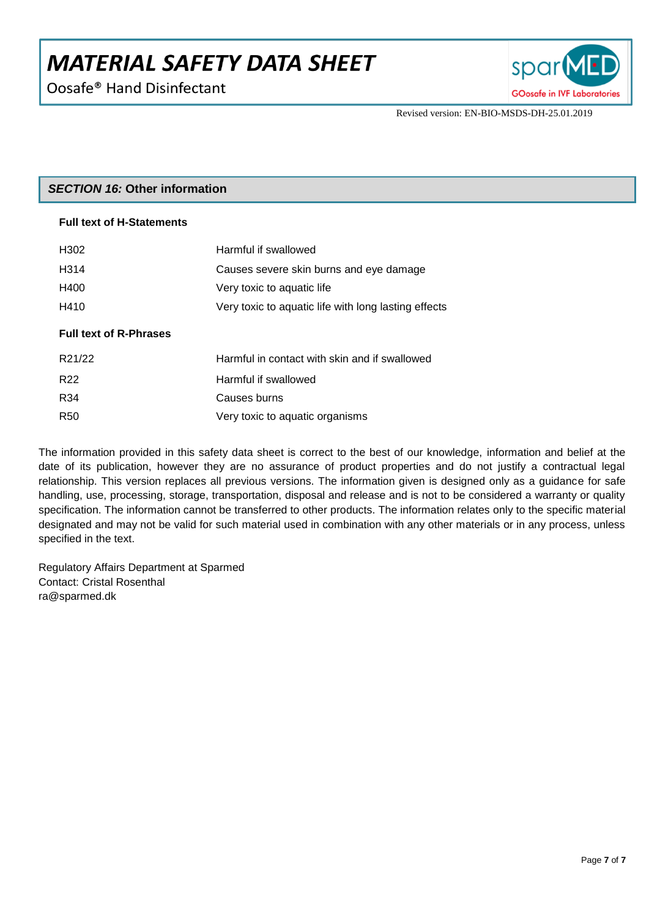## *SECTION 16:* Other information

**Full text of H-Statements**

| | |
|---|---|
| H302 | Harmful if swallowed |
| H314 | Causes severe skin burns and eye damage |
| H400 | Very toxic to aquatic life |
| H410 | Very toxic to aquatic life with long lasting effects |

**Full text of R-Phrases**

| | |
|---|---|
| R21/22 | Harmful in contact with skin and if swallowed |
| R22 | Harmful if swallowed |
| R34 | Causes burns |
| R50 | Very toxic to aquatic organisms |

The information provided in this safety data sheet is correct to the best of our knowledge, information and belief at the date of its publication, however they are no assurance of product properties and do not justify a contractual legal relationship. This version replaces all previous versions. The information given is designed only as a guidance for safe handling, use, processing, storage, transportation, disposal and release and is not to be considered a warranty or quality specification. The information cannot be transferred to other products. The information relates only to the specific material designated and may not be valid for such material used in combination with any other materials or in any process, unless specified in the text.

Regulatory Affairs Department at Sparmed
Contact: Cristal Rosenthal
ra@sparmed.dk